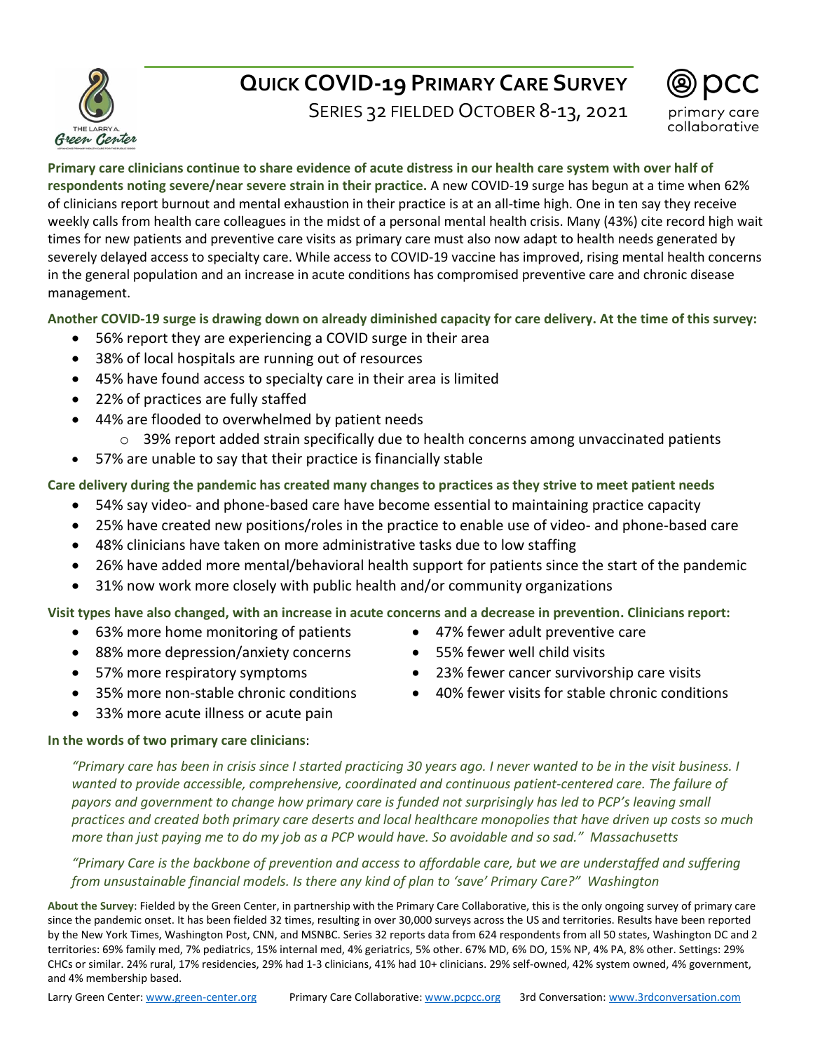# Quick COVID-19 Primary Care Survey

## Series 32 Fielded October 8-13, 2021

**Primary care clinicians continue to share evidence of acute distress in our health care system with over half of respondents noting severe/near severe strain in their practice.** A new COVID-19 surge has begun at a time when 62% of clinicians report burnout and mental exhaustion in their practice is at an all-time high. One in ten say they receive weekly calls from health care colleagues in the midst of a personal mental health crisis. Many (43%) cite record high wait times for new patients and preventive care visits as primary care must also now adapt to health needs generated by severely delayed access to specialty care. While access to COVID-19 vaccine has improved, rising mental health concerns in the general population and an increase in acute conditions has compromised preventive care and chronic disease management.

**Another COVID-19 surge is drawing down on already diminished capacity for care delivery. At the time of this survey:**

- 56% report they are experiencing a COVID surge in their area
- 38% of local hospitals are running out of resources
- 45% have found access to specialty care in their area is limited
- 22% of practices are fully staffed
- 44% are flooded to overwhelmed by patient needs
  - 39% report added strain specifically due to health concerns among unvaccinated patients
- 57% are unable to say that their practice is financially stable

**Care delivery during the pandemic has created many changes to practices as they strive to meet patient needs**

- 54% say video- and phone-based care have become essential to maintaining practice capacity
- 25% have created new positions/roles in the practice to enable use of video- and phone-based care
- 48% clinicians have taken on more administrative tasks due to low staffing
- 26% have added more mental/behavioral health support for patients since the start of the pandemic
- 31% now work more closely with public health and/or community organizations

**Visit types have also changed, with an increase in acute concerns and a decrease in prevention. Clinicians report:**

- 63% more home monitoring of patients
- 88% more depression/anxiety concerns
- 57% more respiratory symptoms
- 35% more non-stable chronic conditions
- 33% more acute illness or acute pain
- 47% fewer adult preventive care
- 55% fewer well child visits
- 23% fewer cancer survivorship care visits
- 40% fewer visits for stable chronic conditions

**In the words of two primary care clinicians**:

*"Primary care has been in crisis since I started practicing 30 years ago. I never wanted to be in the visit business. I wanted to provide accessible, comprehensive, coordinated and continuous patient-centered care. The failure of payors and government to change how primary care is funded not surprisingly has led to PCP's leaving small practices and created both primary care deserts and local healthcare monopolies that have driven up costs so much more than just paying me to do my job as a PCP would have. So avoidable and so sad." Massachusetts*

*"Primary Care is the backbone of prevention and access to affordable care, but we are understaffed and suffering from unsustainable financial models. Is there any kind of plan to 'save' Primary Care?" Washington*

**About the Survey**: Fielded by the Green Center, in partnership with the Primary Care Collaborative, this is the only ongoing survey of primary care since the pandemic onset. It has been fielded 32 times, resulting in over 30,000 surveys across the US and territories. Results have been reported by the New York Times, Washington Post, CNN, and MSNBC. Series 32 reports data from 624 respondents from all 50 states, Washington DC and 2 territories: 69% family med, 7% pediatrics, 15% internal med, 4% geriatrics, 5% other. 67% MD, 6% DO, 15% NP, 4% PA, 8% other. Settings: 29% CHCs or similar. 24% rural, 17% residencies, 29% had 1-3 clinicians, 41% had 10+ clinicians. 29% self-owned, 42% system owned, 4% government, and 4% membership based.

Larry Green Center: www.green-center.org Primary Care Collaborative: www.pcpcc.org 3rd Conversation: www.3rdconversation.com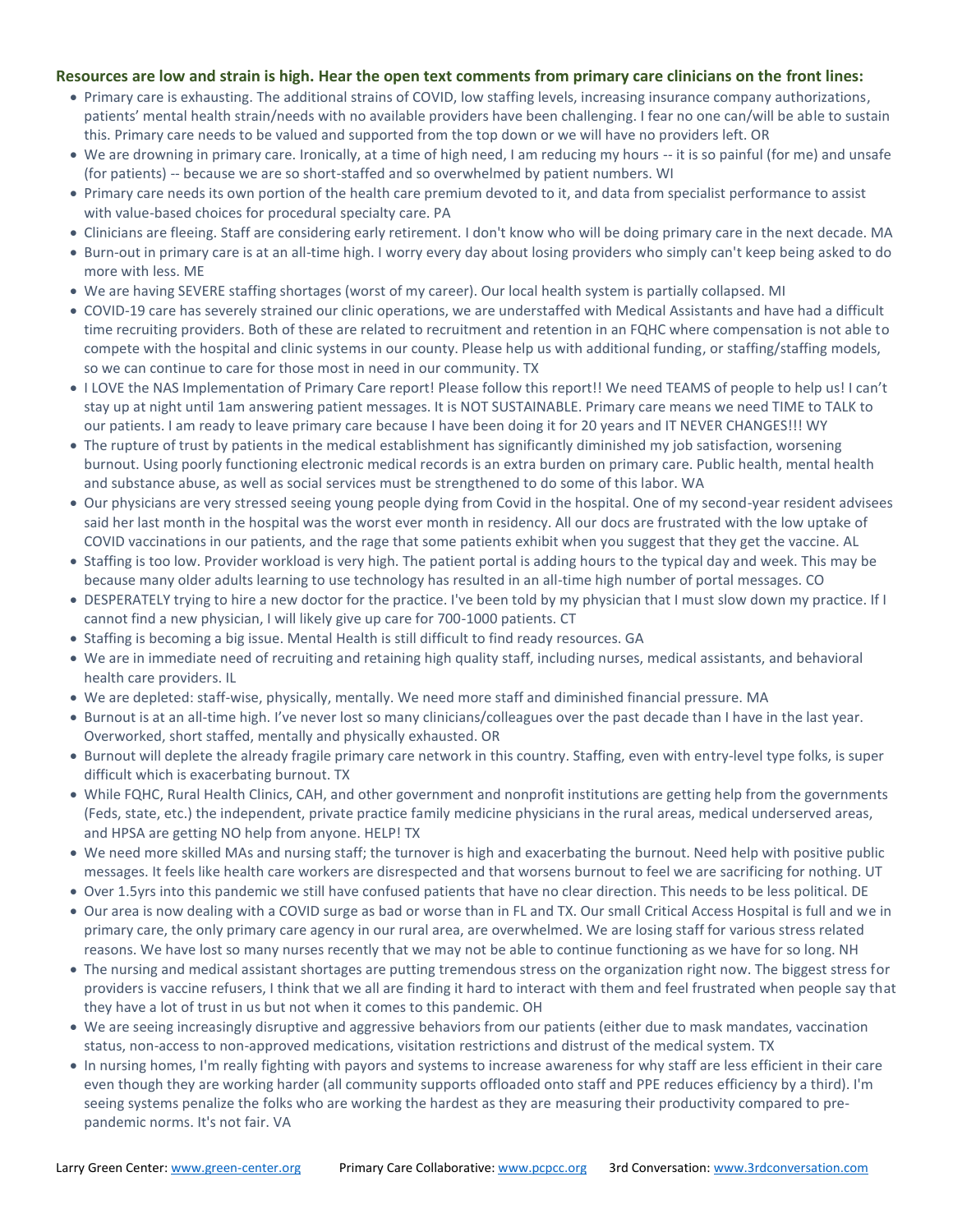**Resources are low and strain is high. Hear the open text comments from primary care clinicians on the front lines:**

- Primary care is exhausting. The additional strains of COVID, low staffing levels, increasing insurance company authorizations, patients' mental health strain/needs with no available providers have been challenging. I fear no one can/will be able to sustain this. Primary care needs to be valued and supported from the top down or we will have no providers left. OR
- We are drowning in primary care. Ironically, at a time of high need, I am reducing my hours -- it is so painful (for me) and unsafe (for patients) -- because we are so short-staffed and so overwhelmed by patient numbers. WI
- Primary care needs its own portion of the health care premium devoted to it, and data from specialist performance to assist with value-based choices for procedural specialty care. PA
- Clinicians are fleeing. Staff are considering early retirement. I don't know who will be doing primary care in the next decade. MA
- Burn-out in primary care is at an all-time high. I worry every day about losing providers who simply can't keep being asked to do more with less. ME
- We are having SEVERE staffing shortages (worst of my career). Our local health system is partially collapsed. MI
- COVID-19 care has severely strained our clinic operations, we are understaffed with Medical Assistants and have had a difficult time recruiting providers. Both of these are related to recruitment and retention in an FQHC where compensation is not able to compete with the hospital and clinic systems in our county. Please help us with additional funding, or staffing/staffing models, so we can continue to care for those most in need in our community. TX
- I LOVE the NAS Implementation of Primary Care report! Please follow this report!! We need TEAMS of people to help us! I can't stay up at night until 1am answering patient messages. It is NOT SUSTAINABLE. Primary care means we need TIME to TALK to our patients. I am ready to leave primary care because I have been doing it for 20 years and IT NEVER CHANGES!!! WY
- The rupture of trust by patients in the medical establishment has significantly diminished my job satisfaction, worsening burnout. Using poorly functioning electronic medical records is an extra burden on primary care. Public health, mental health and substance abuse, as well as social services must be strengthened to do some of this labor. WA
- Our physicians are very stressed seeing young people dying from Covid in the hospital. One of my second-year resident advisees said her last month in the hospital was the worst ever month in residency. All our docs are frustrated with the low uptake of COVID vaccinations in our patients, and the rage that some patients exhibit when you suggest that they get the vaccine. AL
- Staffing is too low. Provider workload is very high. The patient portal is adding hours to the typical day and week. This may be because many older adults learning to use technology has resulted in an all-time high number of portal messages. CO
- DESPERATELY trying to hire a new doctor for the practice. I've been told by my physician that I must slow down my practice. If I cannot find a new physician, I will likely give up care for 700-1000 patients. CT
- Staffing is becoming a big issue. Mental Health is still difficult to find ready resources. GA
- We are in immediate need of recruiting and retaining high quality staff, including nurses, medical assistants, and behavioral health care providers. IL
- We are depleted: staff-wise, physically, mentally. We need more staff and diminished financial pressure. MA
- Burnout is at an all-time high. I've never lost so many clinicians/colleagues over the past decade than I have in the last year. Overworked, short staffed, mentally and physically exhausted. OR
- Burnout will deplete the already fragile primary care network in this country. Staffing, even with entry-level type folks, is super difficult which is exacerbating burnout. TX
- While FQHC, Rural Health Clinics, CAH, and other government and nonprofit institutions are getting help from the governments (Feds, state, etc.) the independent, private practice family medicine physicians in the rural areas, medical underserved areas, and HPSA are getting NO help from anyone. HELP! TX
- We need more skilled MAs and nursing staff; the turnover is high and exacerbating the burnout. Need help with positive public messages. It feels like health care workers are disrespected and that worsens burnout to feel we are sacrificing for nothing. UT
- Over 1.5yrs into this pandemic we still have confused patients that have no clear direction. This needs to be less political. DE
- Our area is now dealing with a COVID surge as bad or worse than in FL and TX. Our small Critical Access Hospital is full and we in primary care, the only primary care agency in our rural area, are overwhelmed. We are losing staff for various stress related reasons. We have lost so many nurses recently that we may not be able to continue functioning as we have for so long. NH
- The nursing and medical assistant shortages are putting tremendous stress on the organization right now. The biggest stress for providers is vaccine refusers, I think that we all are finding it hard to interact with them and feel frustrated when people say that they have a lot of trust in us but not when it comes to this pandemic. OH
- We are seeing increasingly disruptive and aggressive behaviors from our patients (either due to mask mandates, vaccination status, non-access to non-approved medications, visitation restrictions and distrust of the medical system. TX
- In nursing homes, I'm really fighting with payors and systems to increase awareness for why staff are less efficient in their care even though they are working harder (all community supports offloaded onto staff and PPE reduces efficiency by a third). I'm seeing systems penalize the folks who are working the hardest as they are measuring their productivity compared to pre-pandemic norms. It's not fair. VA

Larry Green Center: www.green-center.org Primary Care Collaborative: www.pcpcc.org 3rd Conversation: www.3rdconversation.com